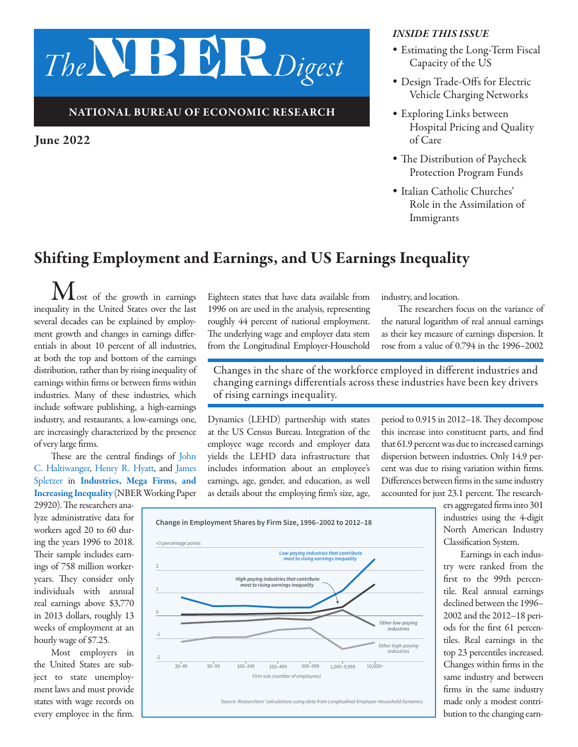# The NBER Digest

**NATIONAL BUREAU OF ECONOMIC RESEARCH**

**June 2022**

*INSIDE THIS ISSUE*

- Estimating the Long-Term Fiscal Capacity of the US
- Design Trade-Offs for Electric Vehicle Charging Networks
- Exploring Links between Hospital Pricing and Quality of Care
- The Distribution of Paycheck Protection Program Funds
- Italian Catholic Churches' Role in the Assimilation of Immigrants

## Shifting Employment and Earnings, and US Earnings Inequality

Most of the growth in earnings inequality in the United States over the last several decades can be explained by employment growth and changes in earnings differentials in about 10 percent of all industries, at both the top and bottom of the earnings distribution, rather than by rising inequality of earnings within firms or between firms within industries. Many of these industries, which include software publishing, a high-earnings industry, and restaurants, a low-earnings one, are increasingly characterized by the presence of very large firms.

These are the central findings of John C. Haltiwanger, Henry R. Hyatt, and James Spletzer in **Industries, Mega Firms, and Increasing Inequality** (NBER Working Paper 29920). The researchers analyze administrative data for workers aged 20 to 60 during the years 1996 to 2018. Their sample includes earnings of 758 million worker-years. They consider only individuals with annual real earnings above $3,770 in 2013 dollars, roughly 13 weeks of employment at an hourly wage of $7.25.

Most employers in the United States are subject to state unemployment laws and must provide states with wage records on every employee in the firm. Eighteen states that have data available from 1996 on are used in the analysis, representing roughly 44 percent of national employment. The underlying wage and employer data stem from the Longitudinal Employer-Household Dynamics (LEHD) partnership with states at the US Census Bureau. Integration of the employee wage records and employer data yields the LEHD data infrastructure that includes information about an employee's earnings, age, gender, and education, as well as details about the employing firm's size, age, industry, and location.

> Changes in the share of the workforce employed in different industries and changing earnings differentials across these industries have been key drivers of rising earnings inequality.

The researchers focus on the variance of the natural logarithm of real annual earnings as their key measure of earnings dispersion. It rose from a value of 0.794 in the 1996–2002 period to 0.915 in 2012–18. They decompose this increase into constituent parts, and find that 61.9 percent was due to increased earnings dispersion between industries. Only 14.9 percent was due to rising variation within firms. Differences between firms in the same industry accounted for just 23.1 percent. The researchers aggregated firms into 301 industries using the 4-digit North American Industry Classification System.

**Change in Employment Shares by Firm Size, 1996–2002 to 2012–18**

*Source: Researchers' calculations using data from Longitudinal Employer-Household Dynamics*

Earnings in each industry were ranked from the first to the 99th percentile. Real annual earnings declined between the 1996–2002 and the 2012–18 periods for the first 61 percentiles. Real earnings in the top 23 percentiles increased. Changes within firms in the same industry and between firms in the same industry made only a modest contribution to the changing earn-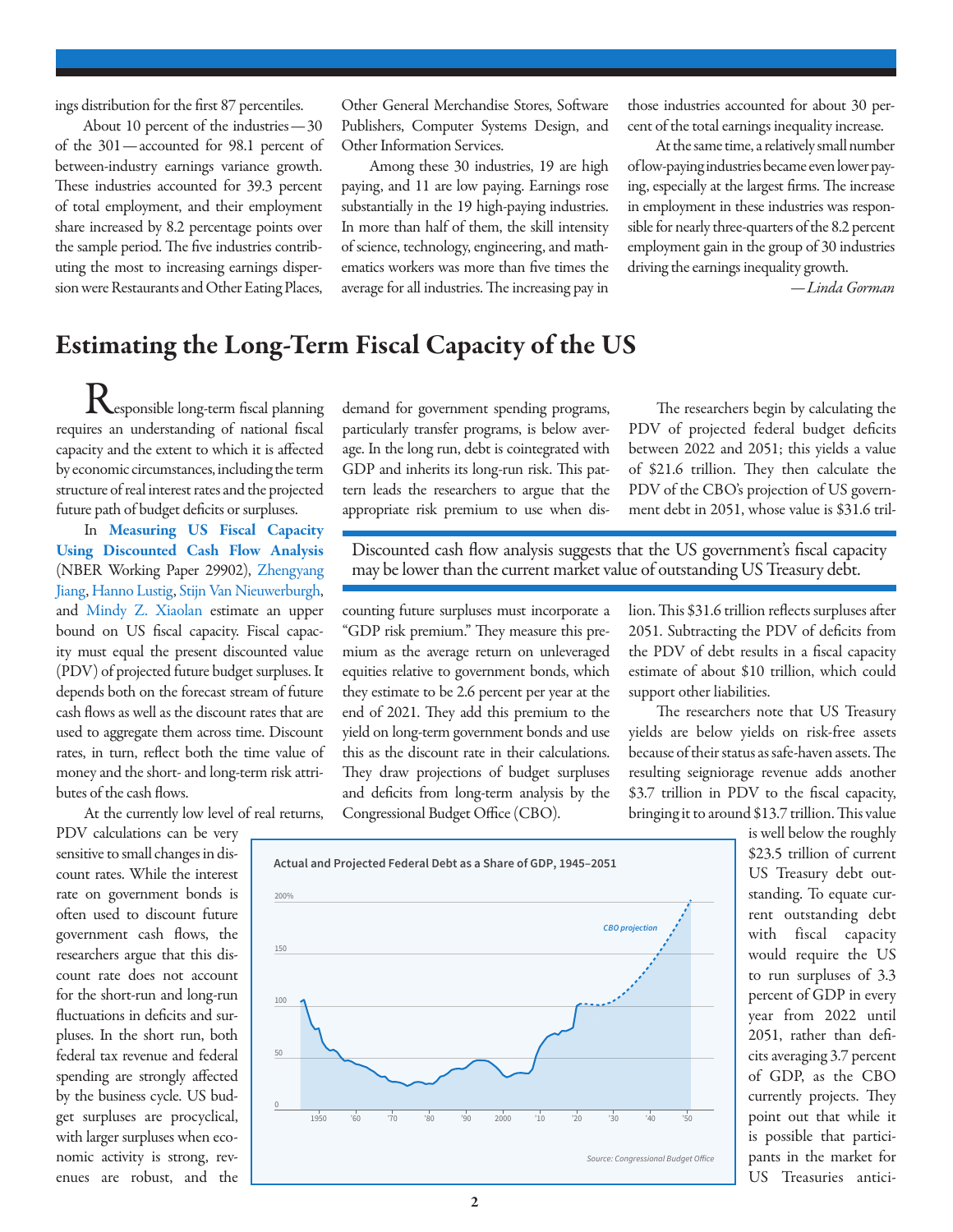ings distribution for the first 87 percentiles.

About 10 percent of the industries — 30 of the 301 — accounted for 98.1 percent of between-industry earnings variance growth. These industries accounted for 39.3 percent of total employment, and their employment share increased by 8.2 percentage points over the sample period. The five industries contributing the most to increasing earnings dispersion were Restaurants and Other Eating Places, Other General Merchandise Stores, Software Publishers, Computer Systems Design, and Other Information Services.

Among these 30 industries, 19 are high paying, and 11 are low paying. Earnings rose substantially in the 19 high-paying industries. In more than half of them, the skill intensity of science, technology, engineering, and mathematics workers was more than five times the average for all industries. The increasing pay in those industries accounted for about 30 percent of the total earnings inequality increase.

At the same time, a relatively small number of low-paying industries became even lower paying, especially at the largest firms. The increase in employment in these industries was responsible for nearly three-quarters of the 8.2 percent employment gain in the group of 30 industries driving the earnings inequality growth.

*— Linda Gorman*

# Estimating the Long-Term Fiscal Capacity of the US

Responsible long-term fiscal planning requires an understanding of national fiscal capacity and the extent to which it is affected by economic circumstances, including the term structure of real interest rates and the projected future path of budget deficits or surpluses.

In **Measuring US Fiscal Capacity Using Discounted Cash Flow Analysis** (NBER Working Paper 29902), Zhengyang Jiang, Hanno Lustig, Stijn Van Nieuwerburgh, and Mindy Z. Xiaolan estimate an upper bound on US fiscal capacity. Fiscal capacity must equal the present discounted value (PDV) of projected future budget surpluses. It depends both on the forecast stream of future cash flows as well as the discount rates that are used to aggregate them across time. Discount rates, in turn, reflect both the time value of money and the short- and long-term risk attributes of the cash flows.

At the currently low level of real returns, PDV calculations can be very sensitive to small changes in discount rates. While the interest rate on government bonds is often used to discount future government cash flows, the researchers argue that this discount rate does not account for the short-run and long-run fluctuations in deficits and surpluses. In the short run, both federal tax revenue and federal spending are strongly affected by the business cycle. US budget surpluses are procyclical, with larger surpluses when economic activity is strong, revenues are robust, and the demand for government spending programs, particularly transfer programs, is below average. In the long run, debt is cointegrated with GDP and inherits its long-run risk. This pattern leads the researchers to argue that the appropriate risk premium to use when discounting future surpluses must incorporate a "GDP risk premium." They measure this premium as the average return on unleveraged equities relative to government bonds, which they estimate to be 2.6 percent per year at the end of 2021. They add this premium to the yield on long-term government bonds and use this as the discount rate in their calculations. They draw projections of budget surpluses and deficits from long-term analysis by the Congressional Budget Office (CBO).

> Discounted cash flow analysis suggests that the US government's fiscal capacity may be lower than the current market value of outstanding US Treasury debt.

The researchers begin by calculating the PDV of projected federal budget deficits between 2022 and 2051; this yields a value of $21.6 trillion. They then calculate the PDV of the CBO's projection of US government debt in 2051, whose value is $31.6 trillion. This $31.6 trillion reflects surpluses after 2051. Subtracting the PDV of deficits from the PDV of debt results in a fiscal capacity estimate of about $10 trillion, which could support other liabilities.

The researchers note that US Treasury yields are below yields on risk-free assets because of their status as safe-haven assets. The resulting seigniorage revenue adds another $3.7 trillion in PDV to the fiscal capacity, bringing it to around $13.7 trillion. This value is well below the roughly $23.5 trillion of current US Treasury debt outstanding. To equate current outstanding debt with fiscal capacity would require the US to run surpluses of 3.3 percent of GDP in every year from 2022 until 2051, rather than deficits averaging 3.7 percent of GDP, as the CBO currently projects. They point out that while it is possible that participants in the market for US Treasuries antici-

**Actual and Projected Federal Debt as a Share of GDP, 1945–2051**

Source: Congressional Budget Office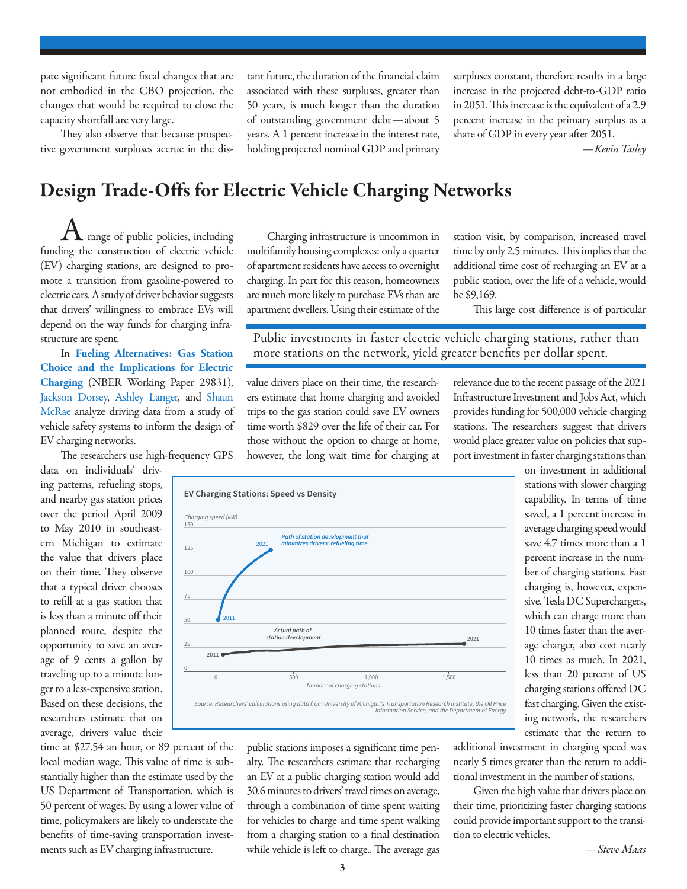pate significant future fiscal changes that are not embodied in the CBO projection, the changes that would be required to close the capacity shortfall are very large.

They also observe that because prospective government surpluses accrue in the distant future, the duration of the financial claim associated with these surpluses, greater than 50 years, is much longer than the duration of outstanding government debt — about 5 years. A 1 percent increase in the interest rate, holding projected nominal GDP and primary surpluses constant, therefore results in a large increase in the projected debt-to-GDP ratio in 2051. This increase is the equivalent of a 2.9 percent increase in the primary surplus as a share of GDP in every year after 2051.

— *Kevin Tasley*

# Design Trade-Offs for Electric Vehicle Charging Networks

A range of public policies, including funding the construction of electric vehicle (EV) charging stations, are designed to promote a transition from gasoline-powered to electric cars. A study of driver behavior suggests that drivers' willingness to embrace EVs will depend on the way funds for charging infrastructure are spent.

In **Fueling Alternatives: Gas Station Choice and the Implications for Electric Charging** (NBER Working Paper 29831), Jackson Dorsey, Ashley Langer, and Shaun McRae analyze driving data from a study of vehicle safety systems to inform the design of EV charging networks.

The researchers use high-frequency GPS data on individuals' driving patterns, refueling stops, and nearby gas station prices over the period April 2009 to May 2010 in southeastern Michigan to estimate the value that drivers place on their time. They observe that a typical driver chooses to refill at a gas station that is less than a minute off their planned route, despite the opportunity to save an average of 9 cents a gallon by traveling up to a minute longer to a less-expensive station. Based on these decisions, the researchers estimate that on average, drivers value their time at $27.54 an hour, or 89 percent of the local median wage. This value of time is substantially higher than the estimate used by the US Department of Transportation, which is 50 percent of wages. By using a lower value of time, policymakers are likely to understate the benefits of time-saving transportation investments such as EV charging infrastructure.

Charging infrastructure is uncommon in multifamily housing complexes: only a quarter of apartment residents have access to overnight charging. In part for this reason, homeowners are much more likely to purchase EVs than are apartment dwellers. Using their estimate of the value drivers place on their time, the researchers estimate that home charging and avoided trips to the gas station could save EV owners time worth $829 over the life of their car. For those without the option to charge at home, however, the long wait time for charging at public stations imposes a significant time penalty. The researchers estimate that recharging an EV at a public charging station would add 30.6 minutes to drivers' travel times on average, through a combination of time spent waiting for vehicles to charge and time spent walking from a charging station to a final destination while vehicle is left to charge.. The average gas station visit, by comparison, increased travel time by only 2.5 minutes. This implies that the additional time cost of recharging an EV at a public station, over the life of a vehicle, would be $9,169.

> Public investments in faster electric vehicle charging stations, rather than more stations on the network, yield greater benefits per dollar spent.

This large cost difference is of particular relevance due to the recent passage of the 2021 Infrastructure Investment and Jobs Act, which provides funding for 500,000 vehicle charging stations. The researchers suggest that drivers would place greater value on policies that support investment in faster charging stations than on investment in additional stations with slower charging capability. In terms of time saved, a 1 percent increase in average charging speed would save 4.7 times more than a 1 percent increase in the number of charging stations. Fast charging is, however, expensive. Tesla DC Superchargers, which can charge more than 10 times faster than the average charger, also cost nearly 10 times as much. In 2021, less than 20 percent of US charging stations offered DC fast charging. Given the existing network, the researchers estimate that the return to additional investment in charging speed was nearly 5 times greater than the return to additional investment in the number of stations.

**EV Charging Stations: Speed vs Density**

*Charging speed (kW) vs. Number of charging stations. Path of station development that minimizes drivers' refueling time (2011 to 2021); Actual path of station development (2011 to 2021).*

*Source: Researchers' calculations using data from University of Michigan's Transportation Research Institute, the Oil Price Information Service, and the Department of Energy*

Given the high value that drivers place on their time, prioritizing faster charging stations could provide important support to the transition to electric vehicles.

— *Steve Maas*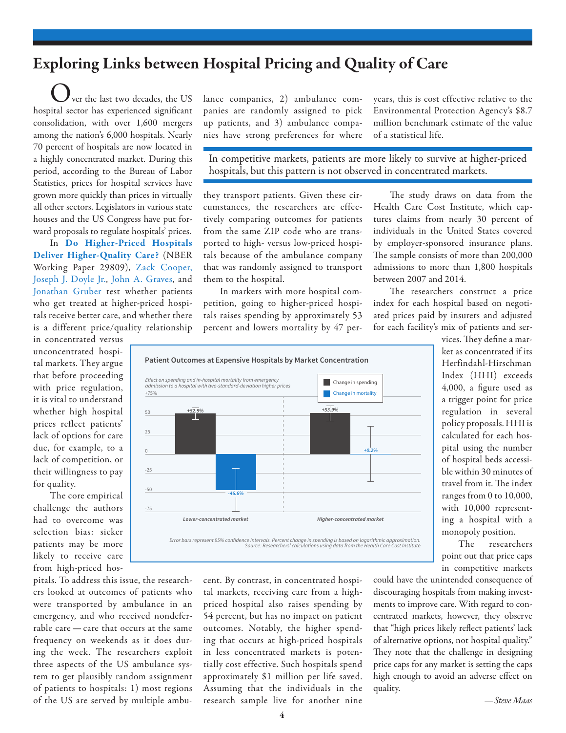# Exploring Links between Hospital Pricing and Quality of Care

Over the last two decades, the US hospital sector has experienced significant consolidation, with over 1,600 mergers among the nation's 6,000 hospitals. Nearly 70 percent of hospitals are now located in a highly concentrated market. During this period, according to the Bureau of Labor Statistics, prices for hospital services have grown more quickly than prices in virtually all other sectors. Legislators in various state houses and the US Congress have put forward proposals to regulate hospitals' prices.

In **Do Higher-Priced Hospitals Deliver Higher-Quality Care?** (NBER Working Paper 29809), Zack Cooper, Joseph J. Doyle Jr., John A. Graves, and Jonathan Gruber test whether patients who get treated at higher-priced hospitals receive better care, and whether there is a different price/quality relationship in concentrated versus unconcentrated hospital markets. They argue that before proceeding with price regulation, it is vital to understand whether high hospital prices reflect patients' lack of options for care due, for example, to a lack of competition, or their willingness to pay for quality.

The core empirical challenge the authors had to overcome was selection bias: sicker patients may be more likely to receive care from high-priced hospitals. To address this issue, the researchers looked at outcomes of patients who were transported by ambulance in an emergency, and who received nondeferrable care — care that occurs at the same frequency on weekends as it does during the week. The researchers exploit three aspects of the US ambulance system to get plausibly random assignment of patients to hospitals: 1) most regions of the US are served by multiple ambulance companies, 2) ambulance companies are randomly assigned to pick up patients, and 3) ambulance companies have strong preferences for where they transport patients. Given these circumstances, the researchers are effectively comparing outcomes for patients from the same ZIP code who are transported to high- versus low-priced hospitals because of the ambulance company that was randomly assigned to transport them to the hospital.

In markets with more hospital competition, going to higher-priced hospitals raises spending by approximately 53 percent and lowers mortality by 47 percent. By contrast, in concentrated hospital markets, receiving care from a high-priced hospital also raises spending by 54 percent, but has no impact on patient outcomes. Notably, the higher spending that occurs at high-priced hospitals in less concentrated markets is potentially cost effective. Such hospitals spend approximately $1 million per life saved. Assuming that the individuals in the research sample live for another nine years, this is cost effective relative to the Environmental Protection Agency's $8.7 million benchmark estimate of the value of a statistical life.

> In competitive markets, patients are more likely to survive at higher-priced hospitals, but this pattern is not observed in concentrated markets.

**Patient Outcomes at Expensive Hospitals by Market Concentration**

*Effect on spending and in-hospital mortality from emergency admission to a hospital with two-standard-deviation higher prices*

| | Change in spending | Change in mortality |
|---|---|---|
| Lower-concentrated market | +52.9% | -46.6% |
| Higher-concentrated market | +53.9% | +0.2% |

*Error bars represent 95% confidence intervals. Percent change in spending is based on logarithmic approximation.*
*Source: Researchers' calculations using data from the Health Care Cost Institute*

The study draws on data from the Health Care Cost Institute, which captures claims from nearly 30 percent of individuals in the United States covered by employer-sponsored insurance plans. The sample consists of more than 200,000 admissions to more than 1,800 hospitals between 2007 and 2014.

The researchers construct a price index for each hospital based on negotiated prices paid by insurers and adjusted for each facility's mix of patients and services. They define a market as concentrated if its Herfindahl-Hirschman Index (HHI) exceeds 4,000, a figure used as a trigger point for price regulation in several policy proposals. HHI is calculated for each hospital using the number of hospital beds accessible within 30 minutes of travel from it. The index ranges from 0 to 10,000, with 10,000 representing a hospital with a monopoly position.

The researchers point out that price caps in competitive markets could have the unintended consequence of discouraging hospitals from making investments to improve care. With regard to concentrated markets, however, they observe that "high prices likely reflect patients' lack of alternative options, not hospital quality." They note that the challenge in designing price caps for any market is setting the caps high enough to avoid an adverse effect on quality.

*— Steve Maas*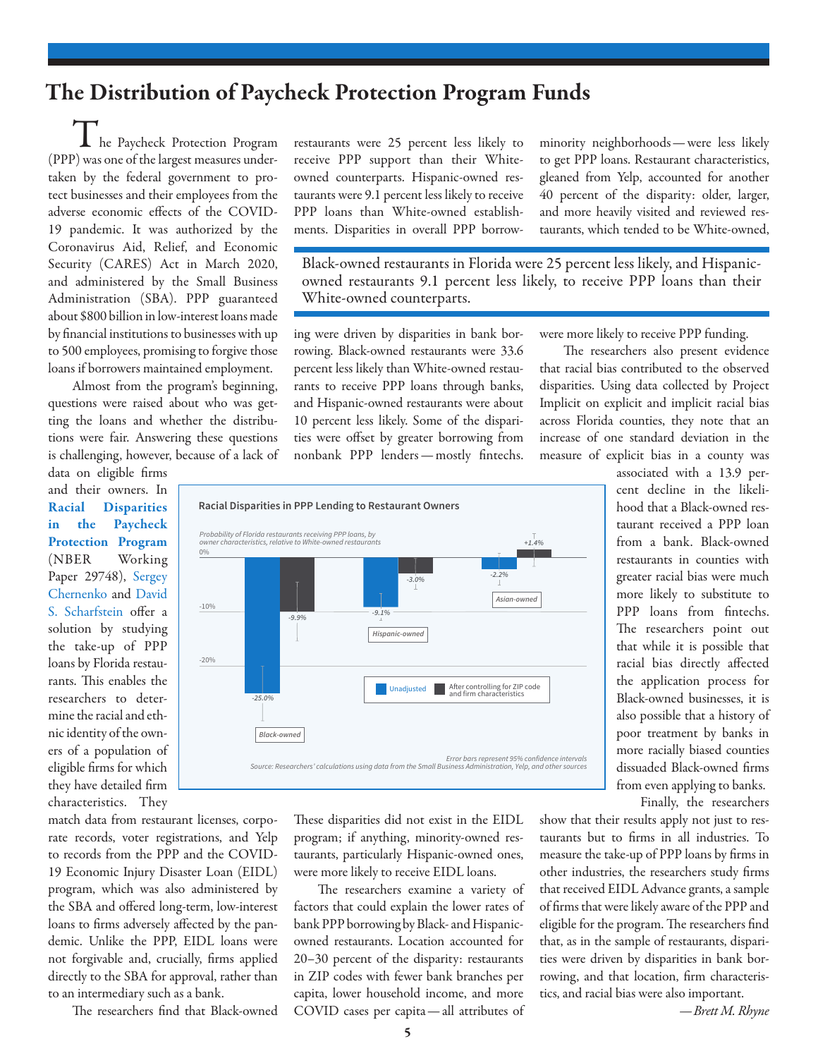# The Distribution of Paycheck Protection Program Funds

The Paycheck Protection Program (PPP) was one of the largest measures undertaken by the federal government to protect businesses and their employees from the adverse economic effects of the COVID-19 pandemic. It was authorized by the Coronavirus Aid, Relief, and Economic Security (CARES) Act in March 2020, and administered by the Small Business Administration (SBA). PPP guaranteed about $800 billion in low-interest loans made by financial institutions to businesses with up to 500 employees, promising to forgive those loans if borrowers maintained employment.

Almost from the program's beginning, questions were raised about who was getting the loans and whether the distributions were fair. Answering these questions is challenging, however, because of a lack of data on eligible firms and their owners. In **Racial Disparities in the Paycheck Protection Program** (NBER Working Paper 29748), Sergey Chernenko and David S. Scharfstein offer a solution by studying the take-up of PPP loans by Florida restaurants. This enables the researchers to determine the racial and ethnic identity of the owners of a population of eligible firms for which they have detailed firm characteristics. They match data from restaurant licenses, corporate records, voter registrations, and Yelp to records from the PPP and the COVID-19 Economic Injury Disaster Loan (EIDL) program, which was also administered by the SBA and offered long-term, low-interest loans to firms adversely affected by the pandemic. Unlike the PPP, EIDL loans were not forgivable and, crucially, firms applied directly to the SBA for approval, rather than to an intermediary such as a bank.

The researchers find that Black-owned restaurants were 25 percent less likely to receive PPP support than their White-owned counterparts. Hispanic-owned restaurants were 9.1 percent less likely to receive PPP loans than White-owned establishments. Disparities in overall PPP borrowing were driven by disparities in bank borrowing. Black-owned restaurants were 33.6 percent less likely than White-owned restaurants to receive PPP loans through banks, and Hispanic-owned restaurants were about 10 percent less likely. Some of the disparities were offset by greater borrowing from nonbank PPP lenders — mostly fintechs.

> Black-owned restaurants in Florida were 25 percent less likely, and Hispanic-owned restaurants 9.1 percent less likely, to receive PPP loans than their White-owned counterparts.

**Racial Disparities in PPP Lending to Restaurant Owners**

*Probability of Florida restaurants receiving PPP loans, by owner characteristics, relative to White-owned restaurants*

| Owner | Unadjusted | After controlling for ZIP code and firm characteristics |
|---|---|---|
| Black-owned | -25.0% | -9.9% |
| Hispanic-owned | -9.1% | -3.0% |
| Asian-owned | -2.2% | +1.4% |

*Error bars represent 95% confidence intervals*
*Source: Researchers' calculations using data from the Small Business Administration, Yelp, and other sources*

These disparities did not exist in the EIDL program; if anything, minority-owned restaurants, particularly Hispanic-owned ones, were more likely to receive EIDL loans.

The researchers examine a variety of factors that could explain the lower rates of bank PPP borrowing by Black- and Hispanic-owned restaurants. Location accounted for 20–30 percent of the disparity: restaurants in ZIP codes with fewer bank branches per capita, lower household income, and more COVID cases per capita — all attributes of minority neighborhoods — were less likely to get PPP loans. Restaurant characteristics, gleaned from Yelp, accounted for another 40 percent of the disparity: older, larger, and more heavily visited and reviewed restaurants, which tended to be White-owned, were more likely to receive PPP funding.

The researchers also present evidence that racial bias contributed to the observed disparities. Using data collected by Project Implicit on explicit and implicit racial bias across Florida counties, they note that an increase of one standard deviation in the measure of explicit bias in a county was associated with a 13.9 percent decline in the likelihood that a Black-owned restaurant received a PPP loan from a bank. Black-owned restaurants in counties with greater racial bias were much more likely to substitute to PPP loans from fintechs. The researchers point out that while it is possible that racial bias directly affected the application process for Black-owned businesses, it is also possible that a history of poor treatment by banks in more racially biased counties dissuaded Black-owned firms from even applying to banks.

Finally, the researchers show that their results apply not just to restaurants but to firms in all industries. To measure the take-up of PPP loans by firms in other industries, the researchers study firms that received EIDL Advance grants, a sample of firms that were likely aware of the PPP and eligible for the program. The researchers find that, as in the sample of restaurants, disparities were driven by disparities in bank borrowing, and that location, firm characteristics, and racial bias were also important.

*— Brett M. Rhyne*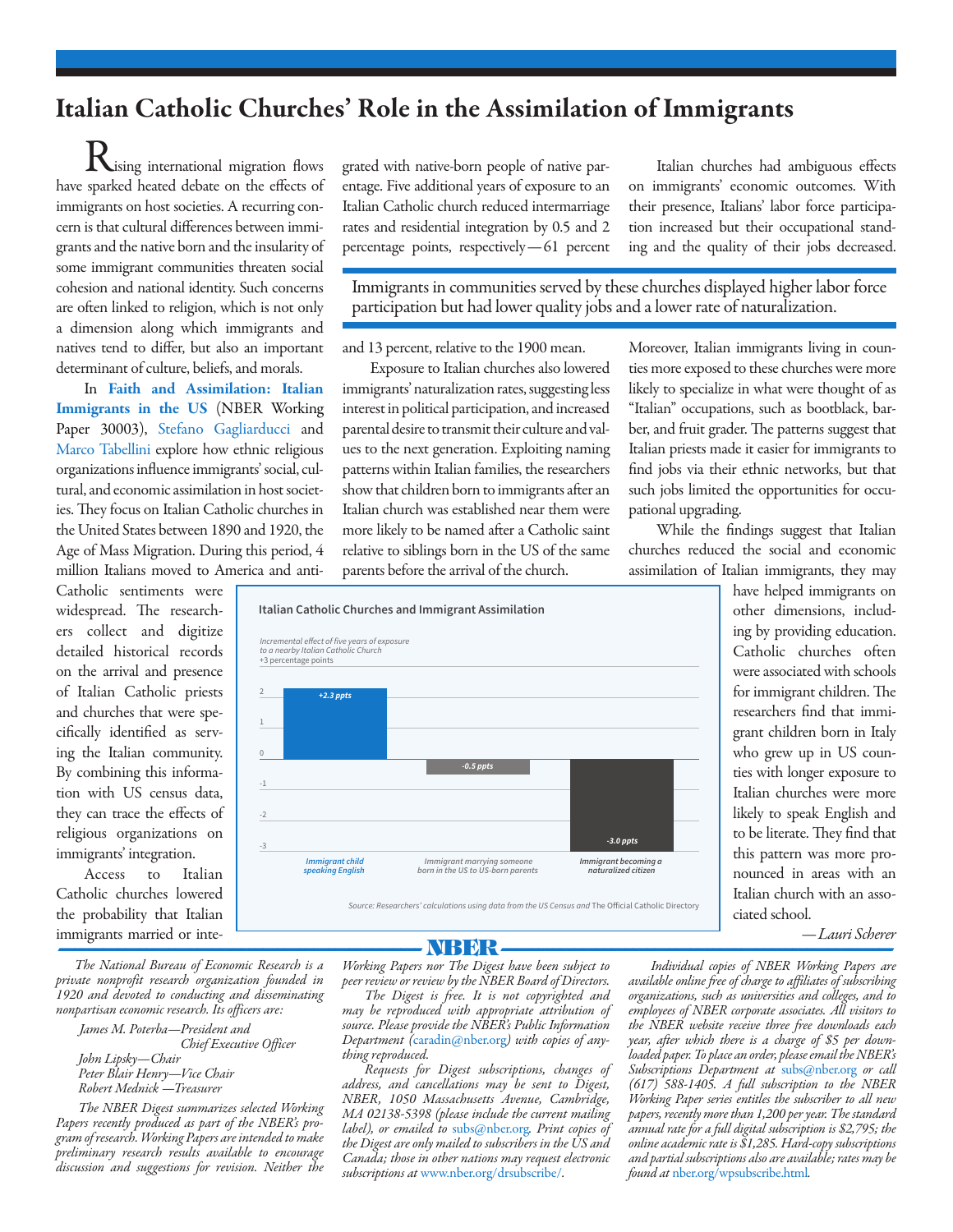# Italian Catholic Churches' Role in the Assimilation of Immigrants

Rising international migration flows have sparked heated debate on the effects of immigrants on host societies. A recurring concern is that cultural differences between immigrants and the native born and the insularity of some immigrant communities threaten social cohesion and national identity. Such concerns are often linked to religion, which is not only a dimension along which immigrants and natives tend to differ, but also an important determinant of culture, beliefs, and morals.

In **Faith and Assimilation: Italian Immigrants in the US** (NBER Working Paper 30003), Stefano Gagliarducci and Marco Tabellini explore how ethnic religious organizations influence immigrants' social, cultural, and economic assimilation in host societies. They focus on Italian Catholic churches in the United States between 1890 and 1920, the Age of Mass Migration. During this period, 4 million Italians moved to America and anti-Catholic sentiments were widespread. The researchers collect and digitize detailed historical records on the arrival and presence of Italian Catholic priests and churches that were specifically identified as serving the Italian community. By combining this information with US census data, they can trace the effects of religious organizations on immigrants' integration.

Access to Italian Catholic churches lowered the probability that Italian immigrants married or integrated with native-born people of native parentage. Five additional years of exposure to an Italian Catholic church reduced intermarriage rates and residential integration by 0.5 and 2 percentage points, respectively—61 percent and 13 percent, relative to the 1900 mean.

Exposure to Italian churches also lowered immigrants' naturalization rates, suggesting less interest in political participation, and increased parental desire to transmit their culture and values to the next generation. Exploiting naming patterns within Italian families, the researchers show that children born to immigrants after an Italian church was established near them were more likely to be named after a Catholic saint relative to siblings born in the US of the same parents before the arrival of the church.

Italian churches had ambiguous effects on immigrants' economic outcomes. With their presence, Italians' labor force participation increased but their occupational standing and the quality of their jobs decreased.

> Immigrants in communities served by these churches displayed higher labor force participation but had lower quality jobs and a lower rate of naturalization.

Moreover, Italian immigrants living in counties more exposed to these churches were more likely to specialize in what were thought of as "Italian" occupations, such as bootblack, barber, and fruit grader. The patterns suggest that Italian priests made it easier for immigrants to find jobs via their ethnic networks, but that such jobs limited the opportunities for occupational upgrading.

While the findings suggest that Italian churches reduced the social and economic assimilation of Italian immigrants, they may have helped immigrants on other dimensions, including by providing education. Catholic churches often were associated with schools for immigrant children. The researchers find that immigrant children born in Italy who grew up in US counties with longer exposure to Italian churches were more likely to speak English and to be literate. They find that this pattern was more pronounced in areas with an Italian church with an associated school.

Italian Catholic Churches and Immigrant Assimilation

Incremental effect of five years of exposure to a nearby Italian Catholic Church

+3 percentage points

2

1

0

-1

-2

-3

+2.3 ppts — Immigrant child speaking English

-0.5 ppts — Immigrant marrying someone born in the US to US-born parents

-3.0 ppts — Immigrant becoming a naturalized citizen

Source: Researchers' calculations using data from the US Census and The Official Catholic Directory

*—Lauri Scherer*

---

*The National Bureau of Economic Research is a private nonprofit research organization founded in 1920 and devoted to conducting and disseminating nonpartisan economic research. Its officers are:*

*James M. Poterba—President and Chief Executive Officer*
*John Lipsky—Chair*
*Peter Blair Henry—Vice Chair*
*Robert Mednick —Treasurer*

*The NBER Digest summarizes selected Working Papers recently produced as part of the NBER's program of research. Working Papers are intended to make preliminary research results available to encourage discussion and suggestions for revision. Neither the Working Papers nor The Digest have been subject to peer review or review by the NBER Board of Directors.*

*The Digest is free. It is not copyrighted and may be reproduced with appropriate attribution of source. Please provide the NBER's Public Information Department (caradin@nber.org) with copies of anything reproduced.*

*Requests for Digest subscriptions, changes of address, and cancellations may be sent to Digest, NBER, 1050 Massachusetts Avenue, Cambridge, MA 02138-5398 (please include the current mailing label), or emailed to subs@nber.org. Print copies of the Digest are only mailed to subscribers in the US and Canada; those in other nations may request electronic subscriptions at www.nber.org/drsubscribe/.*

*Individual copies of NBER Working Papers are available online free of charge to affiliates of subscribing organizations, such as universities and colleges, and to employees of NBER corporate associates. All visitors to the NBER website receive three free downloads each year, after which there is a charge of $5 per downloaded paper. To place an order, please email the NBER's Subscriptions Department at subs@nber.org or call (617) 588-1405. A full subscription to the NBER Working Paper series entitles the subscriber to all new papers, recently more than 1,200 per year. The standard annual rate for a full digital subscription is $2,795; the online academic rate is $1,285. Hard-copy subscriptions and partial subscriptions also are available; rates may be found at nber.org/wpsubscribe.html.*